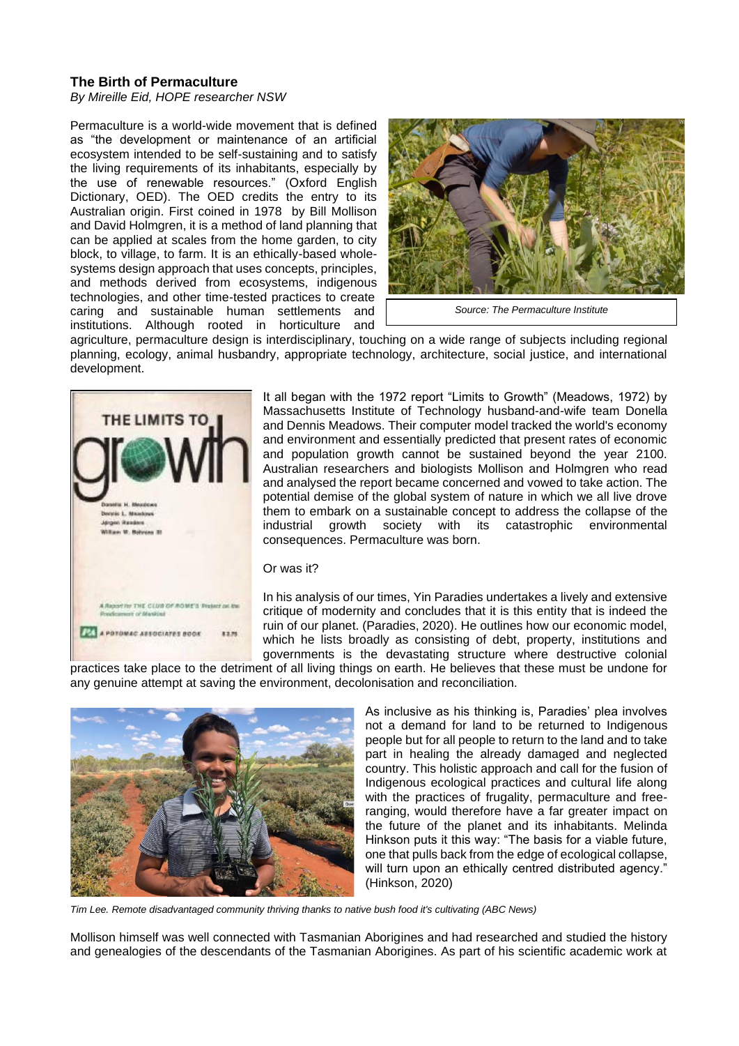**The Birth of Permaculture**

*By Mireille Eid, HOPE researcher NSW*

Permaculture is a world-wide movement that is defined as "the development or maintenance of an artificial ecosystem intended to be self-sustaining and to satisfy the living requirements of its inhabitants, especially by the use of renewable resources." (Oxford English Dictionary, OED). The OED credits the entry to its Australian origin. First coined in 1978 by Bill Mollison and David Holmgren, it is a method of land planning that can be applied at scales from the home garden, to city block, to village, to farm. It is an ethically-based whole-systems design approach that uses concepts, principles, and methods derived from ecosystems, indigenous technologies, and other time-tested practices to create caring and sustainable human settlements and institutions. Although rooted in horticulture and agriculture, permaculture design is interdisciplinary, touching on a wide range of subjects including regional planning, ecology, animal husbandry, appropriate technology, architecture, social justice, and international development.

*Source: The Permaculture Institute*

It all began with the 1972 report "Limits to Growth" (Meadows, 1972) by Massachusetts Institute of Technology husband-and-wife team Donella and Dennis Meadows. Their computer model tracked the world's economy and environment and essentially predicted that present rates of economic and population growth cannot be sustained beyond the year 2100. Australian researchers and biologists Mollison and Holmgren who read and analysed the report became concerned and vowed to take action. The potential demise of the global system of nature in which we all live drove them to embark on a sustainable concept to address the collapse of the industrial growth society with its catastrophic environmental consequences. Permaculture was born.

Or was it?

In his analysis of our times, Yin Paradies undertakes a lively and extensive critique of modernity and concludes that it is this entity that is indeed the ruin of our planet. (Paradies, 2020). He outlines how our economic model, which he lists broadly as consisting of debt, property, institutions and governments is the devastating structure where destructive colonial practices take place to the detriment of all living things on earth. He believes that these must be undone for any genuine attempt at saving the environment, decolonisation and reconciliation.

As inclusive as his thinking is, Paradies' plea involves not a demand for land to be returned to Indigenous people but for all people to return to the land and to take part in healing the already damaged and neglected country. This holistic approach and call for the fusion of Indigenous ecological practices and cultural life along with the practices of frugality, permaculture and free-ranging, would therefore have a far greater impact on the future of the planet and its inhabitants. Melinda Hinkson puts it this way: "The basis for a viable future, one that pulls back from the edge of ecological collapse, will turn upon an ethically centred distributed agency." (Hinkson, 2020)

*Tim Lee. Remote disadvantaged community thriving thanks to native bush food it's cultivating (ABC News)*

Mollison himself was well connected with Tasmanian Aborigines and had researched and studied the history and genealogies of the descendants of the Tasmanian Aborigines. As part of his scientific academic work at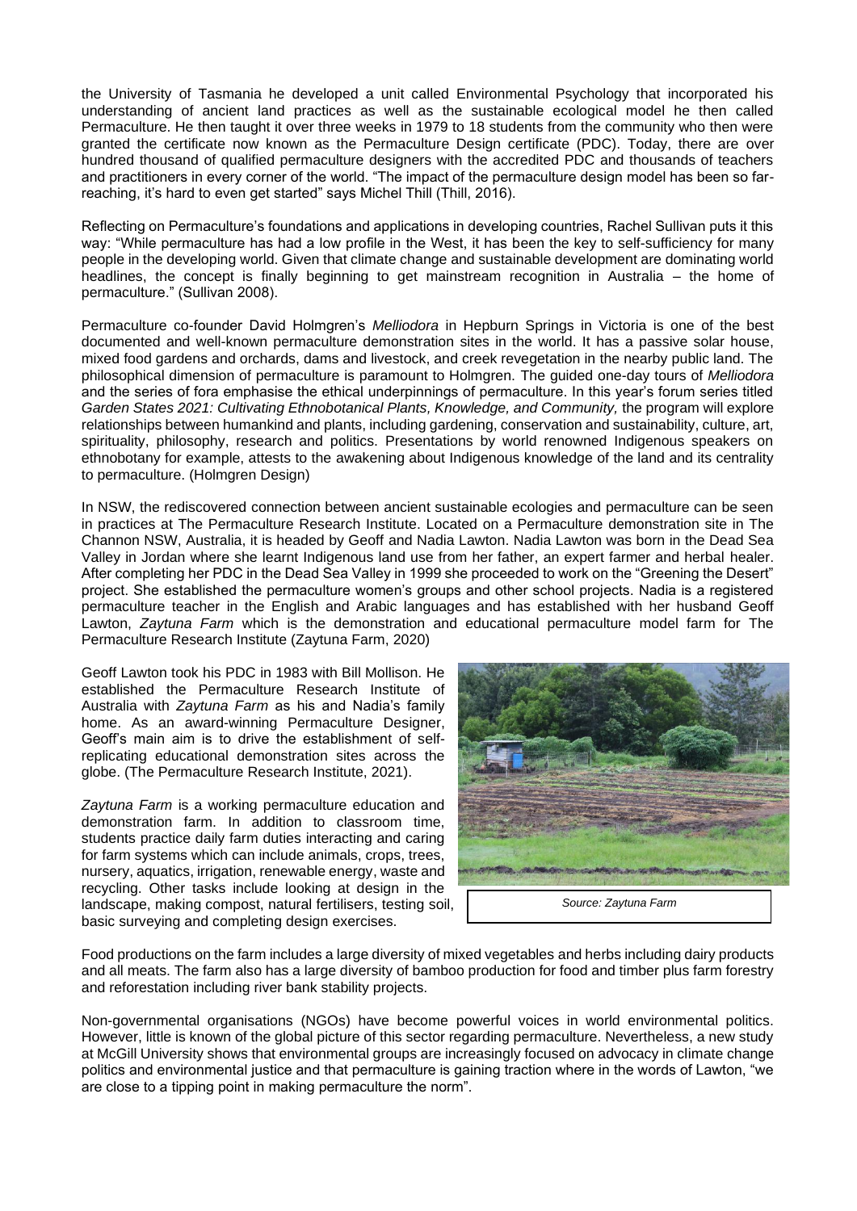the University of Tasmania he developed a unit called Environmental Psychology that incorporated his understanding of ancient land practices as well as the sustainable ecological model he then called Permaculture. He then taught it over three weeks in 1979 to 18 students from the community who then were granted the certificate now known as the Permaculture Design certificate (PDC). Today, there are over hundred thousand of qualified permaculture designers with the accredited PDC and thousands of teachers and practitioners in every corner of the world. "The impact of the permaculture design model has been so far-reaching, it's hard to even get started" says Michel Thill (Thill, 2016).

Reflecting on Permaculture's foundations and applications in developing countries, Rachel Sullivan puts it this way: "While permaculture has had a low profile in the West, it has been the key to self-sufficiency for many people in the developing world. Given that climate change and sustainable development are dominating world headlines, the concept is finally beginning to get mainstream recognition in Australia – the home of permaculture." (Sullivan 2008).

Permaculture co-founder David Holmgren's *Melliodora* in Hepburn Springs in Victoria is one of the best documented and well-known permaculture demonstration sites in the world. It has a passive solar house, mixed food gardens and orchards, dams and livestock, and creek revegetation in the nearby public land. The philosophical dimension of permaculture is paramount to Holmgren. The guided one-day tours of *Melliodora* and the series of fora emphasise the ethical underpinnings of permaculture. In this year's forum series titled *Garden States 2021: Cultivating Ethnobotanical Plants, Knowledge, and Community,* the program will explore relationships between humankind and plants, including gardening, conservation and sustainability, culture, art, spirituality, philosophy, research and politics. Presentations by world renowned Indigenous speakers on ethnobotany for example, attests to the awakening about Indigenous knowledge of the land and its centrality to permaculture. (Holmgren Design)

In NSW, the rediscovered connection between ancient sustainable ecologies and permaculture can be seen in practices at The Permaculture Research Institute. Located on a Permaculture demonstration site in The Channon NSW, Australia, it is headed by Geoff and Nadia Lawton. Nadia Lawton was born in the Dead Sea Valley in Jordan where she learnt Indigenous land use from her father, an expert farmer and herbal healer. After completing her PDC in the Dead Sea Valley in 1999 she proceeded to work on the "Greening the Desert" project. She established the permaculture women's groups and other school projects. Nadia is a registered permaculture teacher in the English and Arabic languages and has established with her husband Geoff Lawton, *Zaytuna Farm* which is the demonstration and educational permaculture model farm for The Permaculture Research Institute (Zaytuna Farm, 2020)

Geoff Lawton took his PDC in 1983 with Bill Mollison. He established the Permaculture Research Institute of Australia with *Zaytuna Farm* as his and Nadia's family home. As an award-winning Permaculture Designer, Geoff's main aim is to drive the establishment of self-replicating educational demonstration sites across the globe. (The Permaculture Research Institute, 2021).

*Zaytuna Farm* is a working permaculture education and demonstration farm. In addition to classroom time, students practice daily farm duties interacting and caring for farm systems which can include animals, crops, trees, nursery, aquatics, irrigation, renewable energy, waste and recycling. Other tasks include looking at design in the landscape, making compost, natural fertilisers, testing soil, basic surveying and completing design exercises.

*Source: Zaytuna Farm*

Food productions on the farm includes a large diversity of mixed vegetables and herbs including dairy products and all meats. The farm also has a large diversity of bamboo production for food and timber plus farm forestry and reforestation including river bank stability projects.

Non-governmental organisations (NGOs) have become powerful voices in world environmental politics. However, little is known of the global picture of this sector regarding permaculture. Nevertheless, a new study at McGill University shows that environmental groups are increasingly focused on advocacy in climate change politics and environmental justice and that permaculture is gaining traction where in the words of Lawton, "we are close to a tipping point in making permaculture the norm".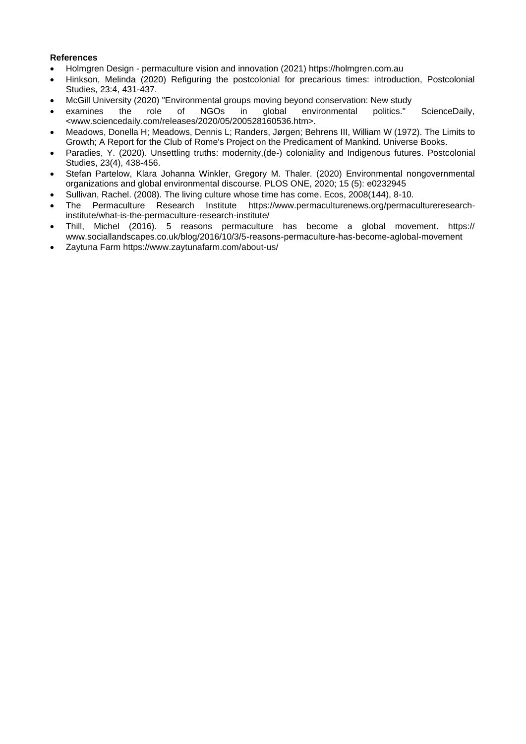**References**

- Holmgren Design - permaculture vision and innovation (2021) https://holmgren.com.au
- Hinkson, Melinda (2020) Refiguring the postcolonial for precarious times: introduction, Postcolonial Studies, 23:4, 431-437.
- McGill University (2020) "Environmental groups moving beyond conservation: New study
- examines the role of NGOs in global environmental politics." ScienceDaily, <www.sciencedaily.com/releases/2020/05/200528160536.htm>.
- Meadows, Donella H; Meadows, Dennis L; Randers, Jørgen; Behrens III, William W (1972). The Limits to Growth; A Report for the Club of Rome's Project on the Predicament of Mankind. Universe Books.
- Paradies, Y. (2020). Unsettling truths: modernity,(de-) coloniality and Indigenous futures. Postcolonial Studies, 23(4), 438-456.
- Stefan Partelow, Klara Johanna Winkler, Gregory M. Thaler. (2020) Environmental nongovernmental organizations and global environmental discourse. PLOS ONE, 2020; 15 (5): e0232945
- Sullivan, Rachel. (2008). The living culture whose time has come. Ecos, 2008(144), 8-10.
- The Permaculture Research Institute https://www.permaculturenews.org/permacultureresearch-institute/what-is-the-permaculture-research-institute/
- Thill, Michel (2016). 5 reasons permaculture has become a global movement. https:// www.sociallandscapes.co.uk/blog/2016/10/3/5-reasons-permaculture-has-become-aglobal-movement
- Zaytuna Farm https://www.zaytunafarm.com/about-us/